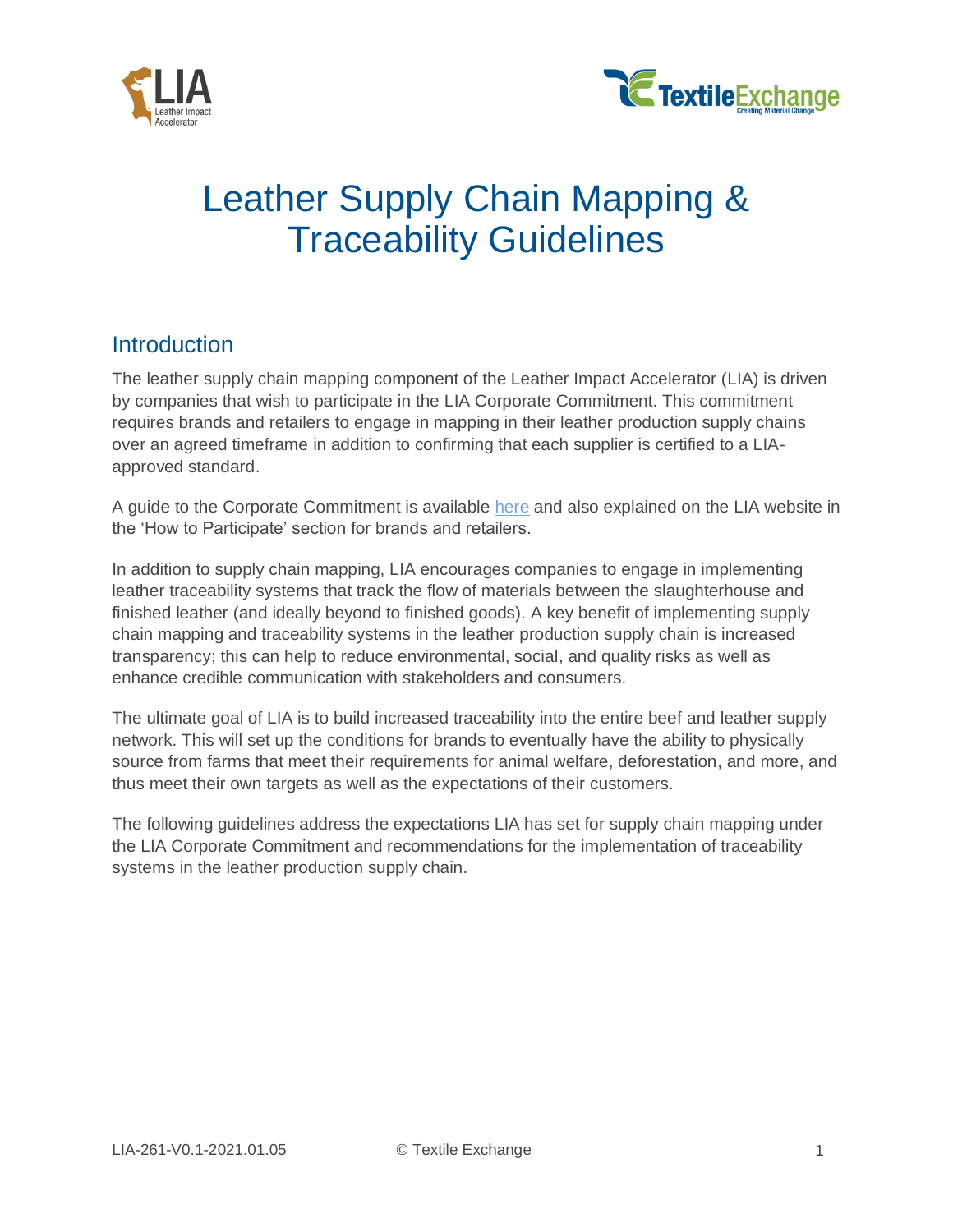# Leather Supply Chain Mapping & Traceability Guidelines

## Introduction

The leather supply chain mapping component of the Leather Impact Accelerator (LIA) is driven by companies that wish to participate in the LIA Corporate Commitment. This commitment requires brands and retailers to engage in mapping in their leather production supply chains over an agreed timeframe in addition to confirming that each supplier is certified to a LIA-approved standard.

A guide to the Corporate Commitment is available here and also explained on the LIA website in the 'How to Participate' section for brands and retailers.

In addition to supply chain mapping, LIA encourages companies to engage in implementing leather traceability systems that track the flow of materials between the slaughterhouse and finished leather (and ideally beyond to finished goods). A key benefit of implementing supply chain mapping and traceability systems in the leather production supply chain is increased transparency; this can help to reduce environmental, social, and quality risks as well as enhance credible communication with stakeholders and consumers.

The ultimate goal of LIA is to build increased traceability into the entire beef and leather supply network. This will set up the conditions for brands to eventually have the ability to physically source from farms that meet their requirements for animal welfare, deforestation, and more, and thus meet their own targets as well as the expectations of their customers.

The following guidelines address the expectations LIA has set for supply chain mapping under the LIA Corporate Commitment and recommendations for the implementation of traceability systems in the leather production supply chain.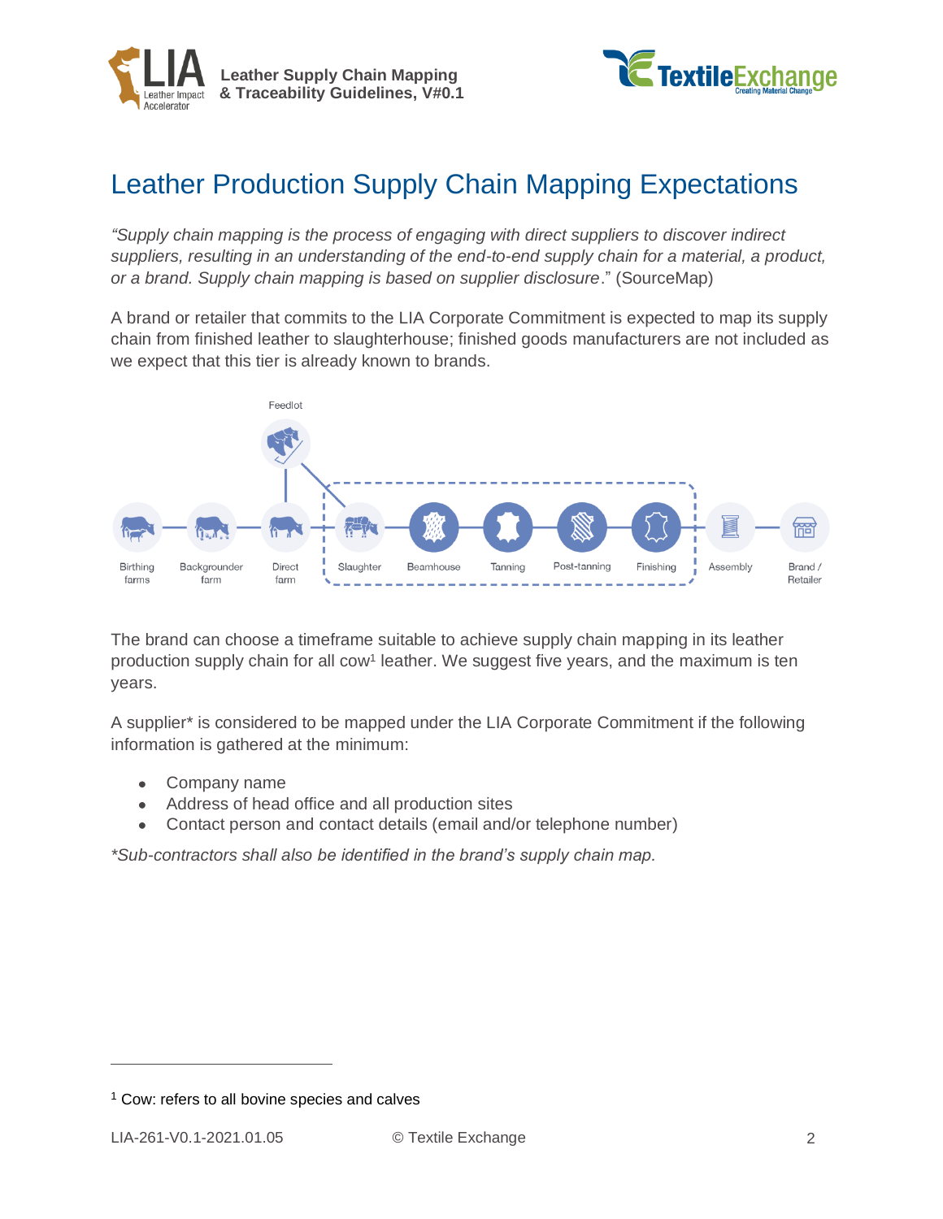# Leather Production Supply Chain Mapping Expectations

*"Supply chain mapping is the process of engaging with direct suppliers to discover indirect suppliers, resulting in an understanding of the end-to-end supply chain for a material, a product, or a brand. Supply chain mapping is based on supplier disclosure*." (SourceMap)

A brand or retailer that commits to the LIA Corporate Commitment is expected to map its supply chain from finished leather to slaughterhouse; finished goods manufacturers are not included as we expect that this tier is already known to brands.

Feedlot

Birthing farms — Backgrounder farm — Direct farm — Slaughter — Beamhouse — Tanning — Post-tanning — Finishing — Assembly — Brand / Retailer

The brand can choose a timeframe suitable to achieve supply chain mapping in its leather production supply chain for all cow[1] leather. We suggest five years, and the maximum is ten years.

A supplier* is considered to be mapped under the LIA Corporate Commitment if the following information is gathered at the minimum:

- Company name
- Address of head office and all production sites
- Contact person and contact details (email and/or telephone number)

*\*Sub-contractors shall also be identified in the brand's supply chain map.*

[1] Cow: refers to all bovine species and calves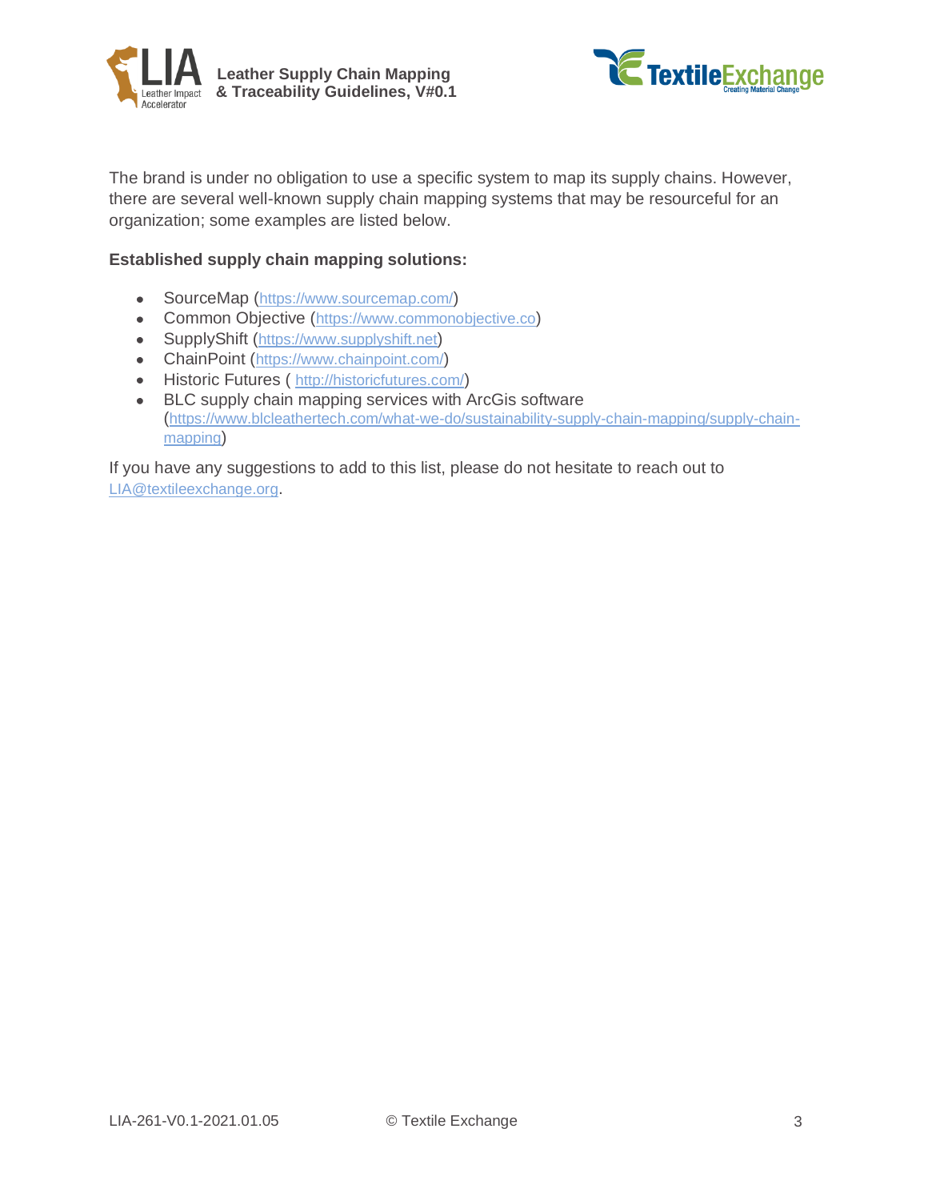The brand is under no obligation to use a specific system to map its supply chains. However, there are several well-known supply chain mapping systems that may be resourceful for an organization; some examples are listed below.

**Established supply chain mapping solutions:**

- SourceMap (https://www.sourcemap.com/)
- Common Objective (https://www.commonobjective.co)
- SupplyShift (https://www.supplyshift.net)
- ChainPoint (https://www.chainpoint.com/)
- Historic Futures ( http://historicfutures.com/)
- BLC supply chain mapping services with ArcGis software (https://www.blcleathertech.com/what-we-do/sustainability-supply-chain-mapping/supply-chain-mapping)

If you have any suggestions to add to this list, please do not hesitate to reach out to LIA@textileexchange.org.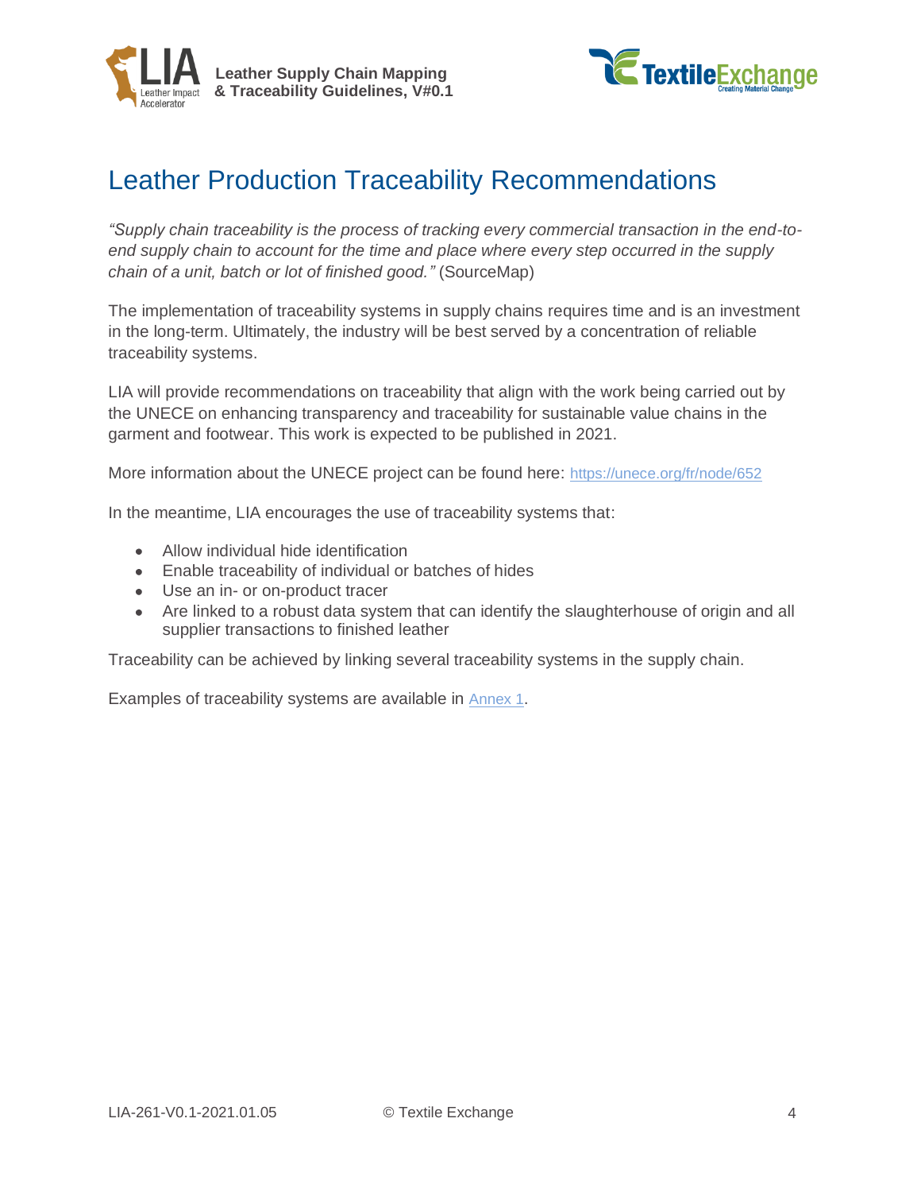# Leather Production Traceability Recommendations

*"Supply chain traceability is the process of tracking every commercial transaction in the end-to-end supply chain to account for the time and place where every step occurred in the supply chain of a unit, batch or lot of finished good."* (SourceMap)

The implementation of traceability systems in supply chains requires time and is an investment in the long-term. Ultimately, the industry will be best served by a concentration of reliable traceability systems.

LIA will provide recommendations on traceability that align with the work being carried out by the UNECE on enhancing transparency and traceability for sustainable value chains in the garment and footwear. This work is expected to be published in 2021.

More information about the UNECE project can be found here: https://unece.org/fr/node/652

In the meantime, LIA encourages the use of traceability systems that:

- Allow individual hide identification
- Enable traceability of individual or batches of hides
- Use an in- or on-product tracer
- Are linked to a robust data system that can identify the slaughterhouse of origin and all supplier transactions to finished leather

Traceability can be achieved by linking several traceability systems in the supply chain.

Examples of traceability systems are available in Annex 1.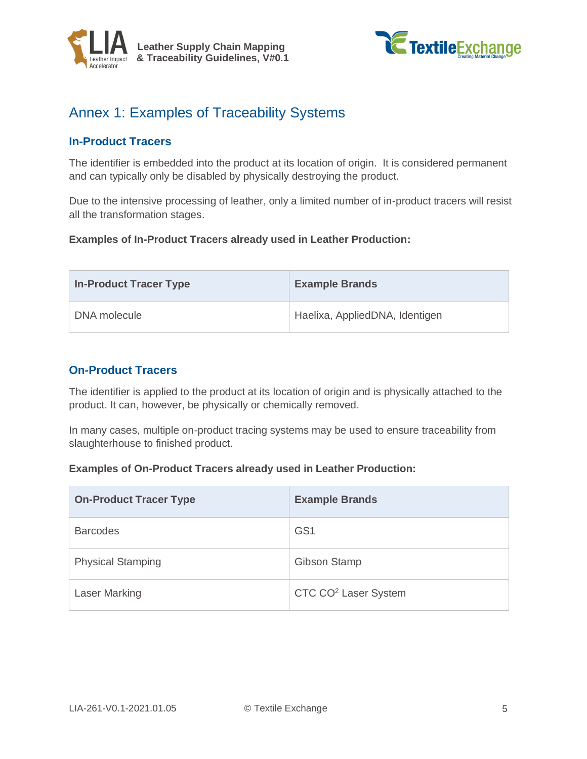# Annex 1: Examples of Traceability Systems

## In-Product Tracers

The identifier is embedded into the product at its location of origin. It is considered permanent and can typically only be disabled by physically destroying the product.

Due to the intensive processing of leather, only a limited number of in-product tracers will resist all the transformation stages.

**Examples of In-Product Tracers already used in Leather Production:**

| In-Product Tracer Type | Example Brands |
| --- | --- |
| DNA molecule | Haelixa, AppliedDNA, Identigen |

## On-Product Tracers

The identifier is applied to the product at its location of origin and is physically attached to the product. It can, however, be physically or chemically removed.

In many cases, multiple on-product tracing systems may be used to ensure traceability from slaughterhouse to finished product.

**Examples of On-Product Tracers already used in Leather Production:**

| On-Product Tracer Type | Example Brands |
| --- | --- |
| Barcodes | GS1 |
| Physical Stamping | Gibson Stamp |
| Laser Marking | CTC $CO^2$ Laser System |